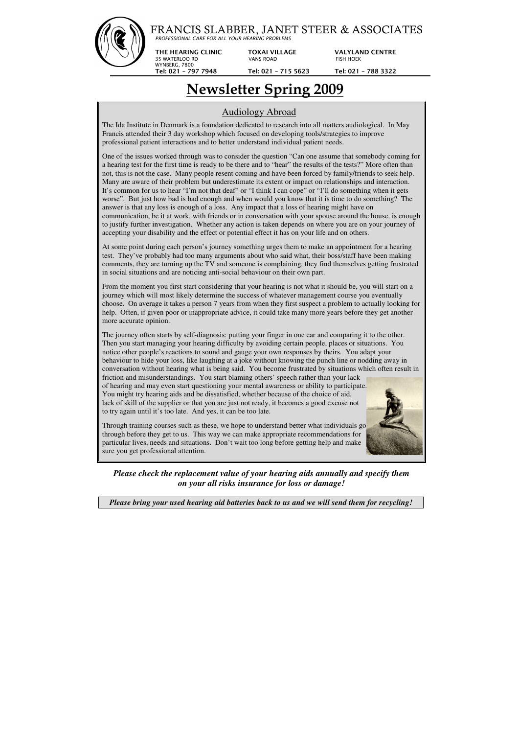# FRANCIS SLABBER, JANET STEER & ASSOCIATES

*PROFESSIONAL CARE FOR ALL YOUR HEARING PROBLEMS*

| THE HEARING CLINIC | TOKAI VILLAGE | VALYLAND CENTRE |
|---|---|---|
| 35 WATERLOO RD<br>WYNBERG, 7800 | VANS ROAD | FISH HOEK |
| Tel: 021 – 797 7948 | Tel: 021 – 715 5623 | Tel: 021 – 788 3322 |

# Newsletter Spring 2009

## Audiology Abroad

The Ida Institute in Denmark is a foundation dedicated to research into all matters audiological. In May Francis attended their 3 day workshop which focused on developing tools/strategies to improve professional patient interactions and to better understand individual patient needs.

One of the issues worked through was to consider the question "Can one assume that somebody coming for a hearing test for the first time is ready to be there and to "hear" the results of the tests?" More often than not, this is not the case. Many people resent coming and have been forced by family/friends to seek help. Many are aware of their problem but underestimate its extent or impact on relationships and interaction. It's common for us to hear "I'm not that deaf" or "I think I can cope" or "I'll do something when it gets worse". But just how bad is bad enough and when would you know that it is time to do something? The answer is that any loss is enough of a loss. Any impact that a loss of hearing might have on communication, be it at work, with friends or in conversation with your spouse around the house, is enough to justify further investigation. Whether any action is taken depends on where you are on your journey of accepting your disability and the effect or potential effect it has on your life and on others.

At some point during each person's journey something urges them to make an appointment for a hearing test. They've probably had too many arguments about who said what, their boss/staff have been making comments, they are turning up the TV and someone is complaining, they find themselves getting frustrated in social situations and are noticing anti-social behaviour on their own part.

From the moment you first start considering that your hearing is not what it should be, you will start on a journey which will most likely determine the success of whatever management course you eventually choose. On average it takes a person 7 years from when they first suspect a problem to actually looking for help. Often, if given poor or inappropriate advice, it could take many more years before they get another more accurate opinion.

The journey often starts by self-diagnosis: putting your finger in one ear and comparing it to the other. Then you start managing your hearing difficulty by avoiding certain people, places or situations. You notice other people's reactions to sound and gauge your own responses by theirs. You adapt your behaviour to hide your loss, like laughing at a joke without knowing the punch line or nodding away in conversation without hearing what is being said. You become frustrated by situations which often result in friction and misunderstandings. You start blaming others' speech rather than your lack of hearing and may even start questioning your mental awareness or ability to participate. You might try hearing aids and be dissatisfied, whether because of the choice of aid, lack of skill of the supplier or that you are just not ready, it becomes a good excuse not to try again until it's too late. And yes, it can be too late.

Through training courses such as these, we hope to understand better what individuals go through before they get to us. This way we can make appropriate recommendations for particular lives, needs and situations. Don't wait too long before getting help and make sure you get professional attention.

***Please check the replacement value of your hearing aids annually and specify them on your all risks insurance for loss or damage!***

***Please bring your used hearing aid batteries back to us and we will send them for recycling!***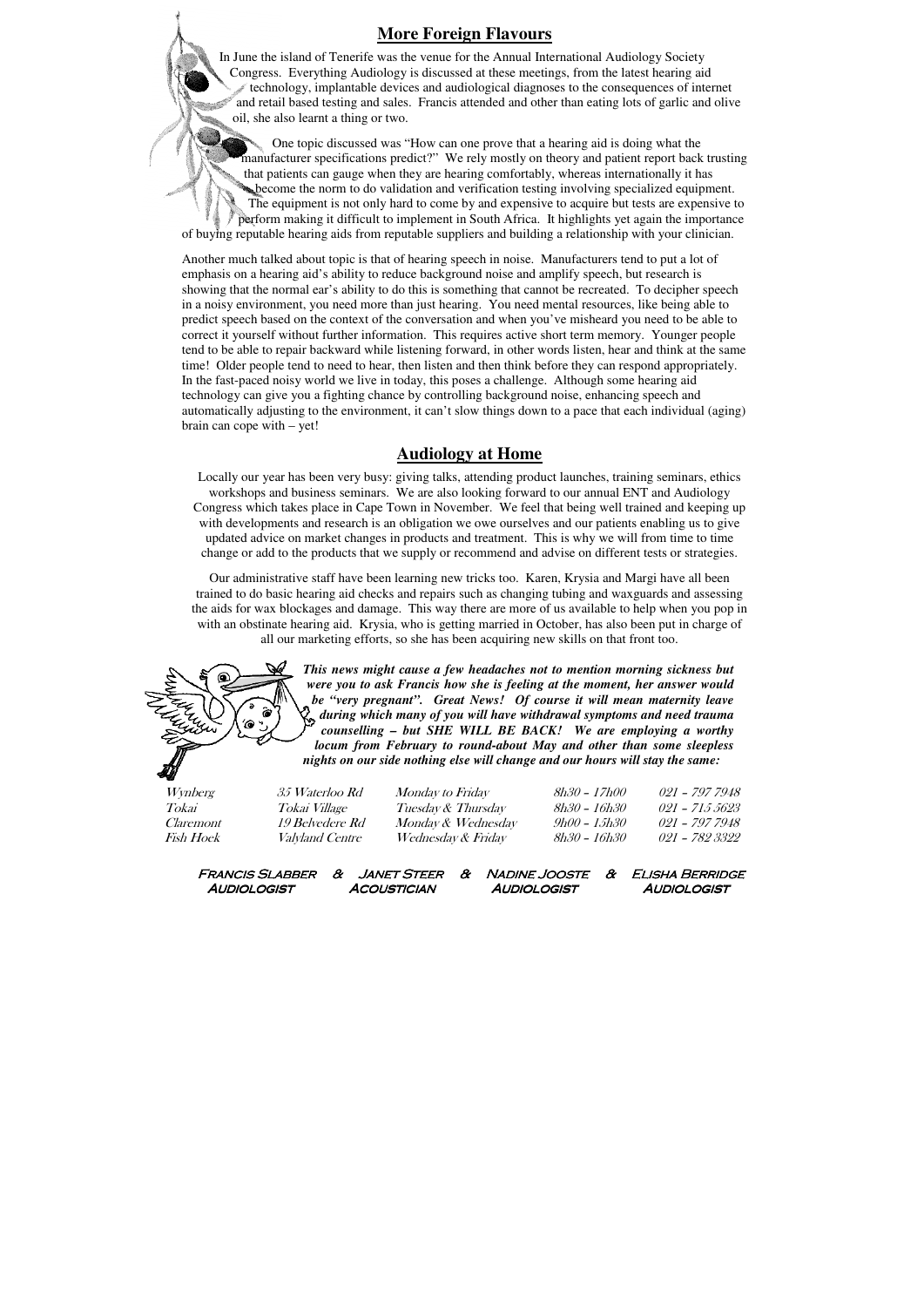## More Foreign Flavours

In June the island of Tenerife was the venue for the Annual International Audiology Society Congress. Everything Audiology is discussed at these meetings, from the latest hearing aid technology, implantable devices and audiological diagnoses to the consequences of internet and retail based testing and sales. Francis attended and other than eating lots of garlic and olive oil, she also learnt a thing or two.

One topic discussed was "How can one prove that a hearing aid is doing what the manufacturer specifications predict?" We rely mostly on theory and patient report back trusting that patients can gauge when they are hearing comfortably, whereas internationally it has become the norm to do validation and verification testing involving specialized equipment. The equipment is not only hard to come by and expensive to acquire but tests are expensive to perform making it difficult to implement in South Africa. It highlights yet again the importance of buying reputable hearing aids from reputable suppliers and building a relationship with your clinician.

Another much talked about topic is that of hearing speech in noise. Manufacturers tend to put a lot of emphasis on a hearing aid's ability to reduce background noise and amplify speech, but research is showing that the normal ear's ability to do this is something that cannot be recreated. To decipher speech in a noisy environment, you need more than just hearing. You need mental resources, like being able to predict speech based on the context of the conversation and when you've misheard you need to be able to correct it yourself without further information. This requires active short term memory. Younger people tend to be able to repair backward while listening forward, in other words listen, hear and think at the same time! Older people tend to need to hear, then listen and then think before they can respond appropriately. In the fast-paced noisy world we live in today, this poses a challenge. Although some hearing aid technology can give you a fighting chance by controlling background noise, enhancing speech and automatically adjusting to the environment, it can't slow things down to a pace that each individual (aging) brain can cope with – yet!

## Audiology at Home

Locally our year has been very busy: giving talks, attending product launches, training seminars, ethics workshops and business seminars. We are also looking forward to our annual ENT and Audiology Congress which takes place in Cape Town in November. We feel that being well trained and keeping up with developments and research is an obligation we owe ourselves and our patients enabling us to give updated advice on market changes in products and treatment. This is why we will from time to time change or add to the products that we supply or recommend and advise on different tests or strategies.

Our administrative staff have been learning new tricks too. Karen, Krysia and Margi have all been trained to do basic hearing aid checks and repairs such as changing tubing and waxguards and assessing the aids for wax blockages and damage. This way there are more of us available to help when you pop in with an obstinate hearing aid. Krysia, who is getting married in October, has also been put in charge of all our marketing efforts, so she has been acquiring new skills on that front too.

***This news might cause a few headaches not to mention morning sickness but were you to ask Francis how she is feeling at the moment, her answer would be "very pregnant". Great News! Of course it will mean maternity leave during which many of you will have withdrawal symptoms and need trauma counselling – but SHE WILL BE BACK! We are employing a worthy locum from February to round-about May and other than some sleepless nights on our side nothing else will change and our hours will stay the same:***

| | | | | |
|---|---|---|---|---|
| *Wynberg* | *35 Waterloo Rd* | *Monday to Friday* | *8h30 – 17h00* | *021 – 797 7948* |
| *Tokai* | *Tokai Village* | *Tuesday & Thursday* | *8h30 – 16h30* | *021 – 715 5623* |
| *Claremont* | *19 Belvedere Rd* | *Monday & Wednesday* | *9h00 – 15h30* | *021 – 797 7948* |
| *Fish Hoek* | *Valyland Centre* | *Wednesday & Friday* | *8h30 – 16h30* | *021 – 782 3322* |

FRANCIS SLABBER & JANET STEER & NADINE JOOSTE & ELISHA BERRIDGE
AUDIOLOGIST ACOUSTICIAN AUDIOLOGIST AUDIOLOGIST